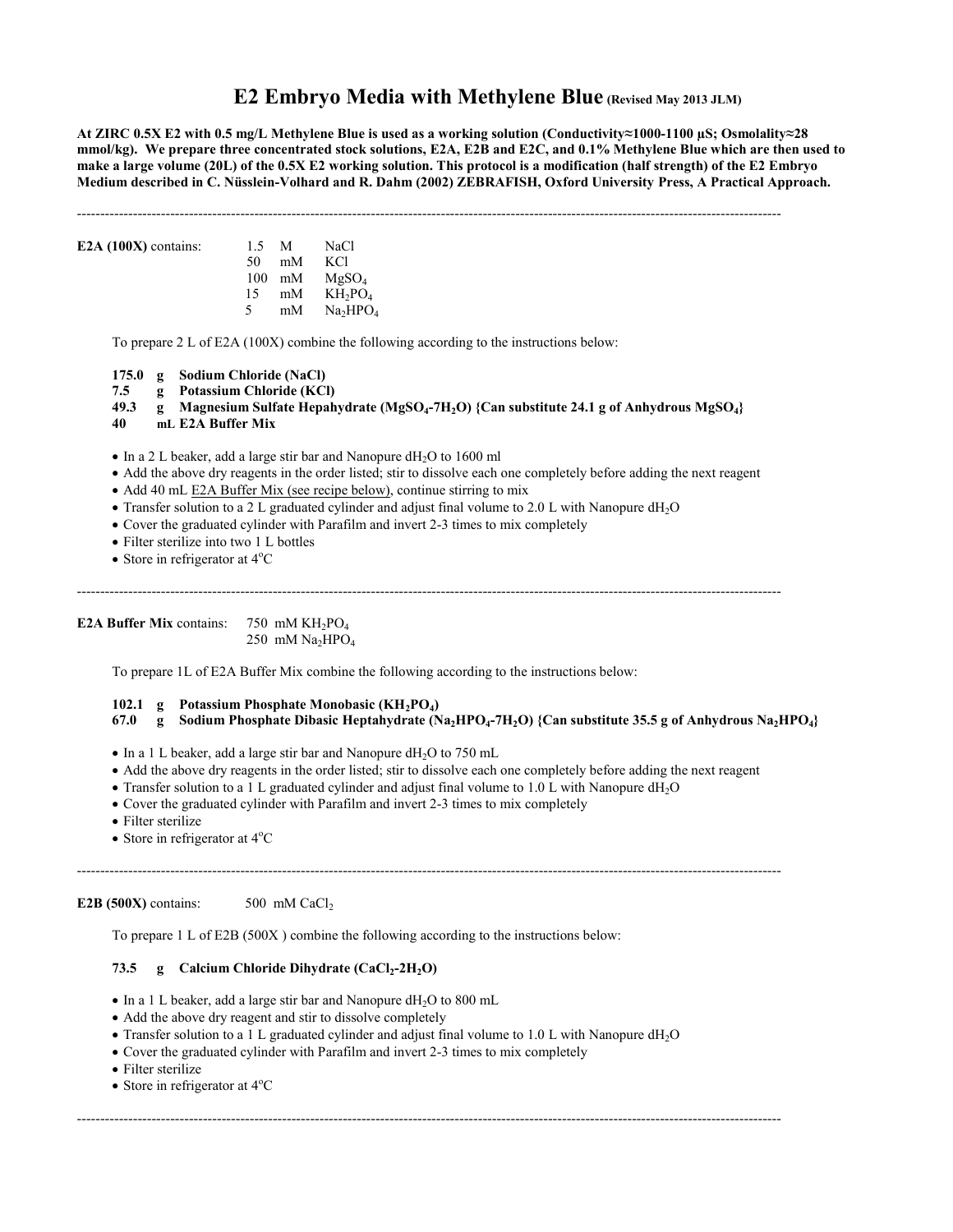# E2 Embryo Media with Methylene Blue (Revised May 2013 JLM)

**At ZIRC 0.5X E2 with 0.5 mg/L Methylene Blue is used as a working solution (Conductivity≈1000-1100 µS; Osmolality≈28 mmol/kg). We prepare three concentrated stock solutions, E2A, E2B and E2C, and 0.1% Methylene Blue which are then used to make a large volume (20L) of the 0.5X E2 working solution. This protocol is a modification (half strength) of the E2 Embryo Medium described in C. Nüsslein-Volhard and R. Dahm (2002) ZEBRAFISH, Oxford University Press, A Practical Approach.**

---

**E2A (100X)** contains:

| | | |
|---|---|---|
| 1.5 | M | NaCl |
| 50 | mM | KCl |
| 100 | mM | $MgSO_4$ |
| 15 | mM | $KH_2PO_4$ |
| 5 | mM | $Na_2HPO_4$ |

To prepare 2 L of E2A (100X) combine the following according to the instructions below:

**175.0 g Sodium Chloride (NaCl)**
**7.5 g Potassium Chloride (KCl)**
**49.3 g Magnesium Sulfate Hepahydrate ($MgSO_4$-$7H_2O$) {Can substitute 24.1 g of Anhydrous $MgSO_4$}**
**40 mL E2A Buffer Mix**

- In a 2 L beaker, add a large stir bar and Nanopure $dH_2O$ to 1600 ml
- Add the above dry reagents in the order listed; stir to dissolve each one completely before adding the next reagent
- Add 40 mL E2A Buffer Mix (see recipe below), continue stirring to mix
- Transfer solution to a 2 L graduated cylinder and adjust final volume to 2.0 L with Nanopure $dH_2O$
- Cover the graduated cylinder with Parafilm and invert 2-3 times to mix completely
- Filter sterilize into two 1 L bottles
- Store in refrigerator at 4$^oC$

---

**E2A Buffer Mix** contains: 750 mM $KH_2PO_4$
250 mM $Na_2HPO_4$

To prepare 1L of E2A Buffer Mix combine the following according to the instructions below:

**102.1 g Potassium Phosphate Monobasic ($KH_2PO_4$)**
**67.0 g Sodium Phosphate Dibasic Heptahydrate ($Na_2HPO_4$-$7H_2O$) {Can substitute 35.5 g of Anhydrous $Na_2HPO_4$}**

- In a 1 L beaker, add a large stir bar and Nanopure $dH_2O$ to 750 mL
- Add the above dry reagents in the order listed; stir to dissolve each one completely before adding the next reagent
- Transfer solution to a 1 L graduated cylinder and adjust final volume to 1.0 L with Nanopure $dH_2O$
- Cover the graduated cylinder with Parafilm and invert 2-3 times to mix completely
- Filter sterilize
- Store in refrigerator at 4$^oC$

---

**E2B (500X)** contains: 500 mM $CaCl_2$

To prepare 1 L of E2B (500X ) combine the following according to the instructions below:

**73.5 g Calcium Chloride Dihydrate ($CaCl_2$-$2H_2O$)**

- In a 1 L beaker, add a large stir bar and Nanopure $dH_2O$ to 800 mL
- Add the above dry reagent and stir to dissolve completely
- Transfer solution to a 1 L graduated cylinder and adjust final volume to 1.0 L with Nanopure $dH_2O$
- Cover the graduated cylinder with Parafilm and invert 2-3 times to mix completely
- Filter sterilize
- Store in refrigerator at 4$^oC$

---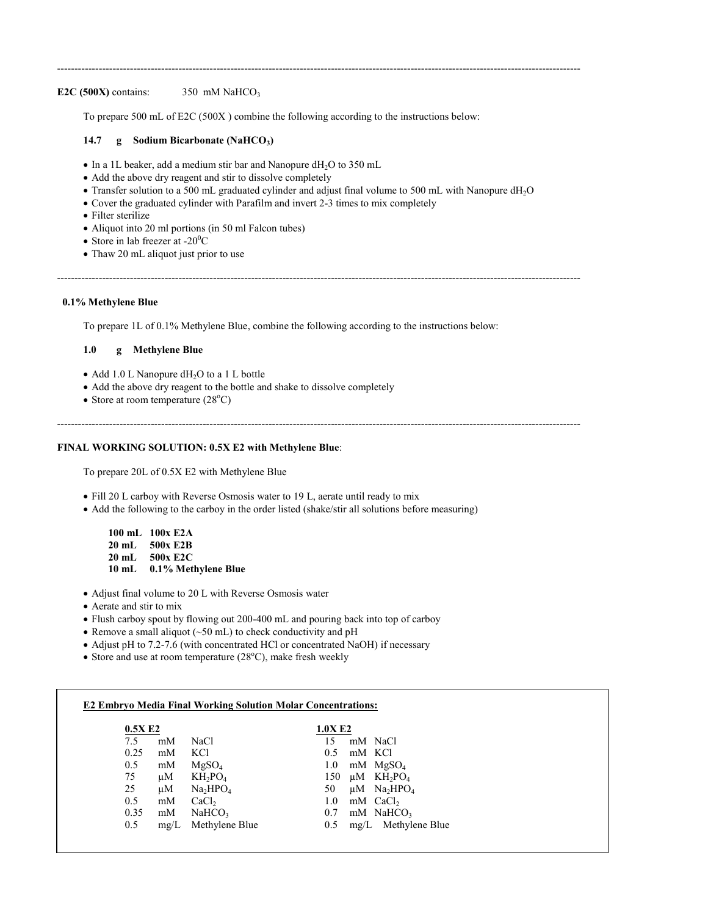---

**E2C (500X)** contains: 350 mM $NaHCO_3$

To prepare 500 mL of E2C (500X ) combine the following according to the instructions below:

**14.7 g Sodium Bicarbonate ($NaHCO_3$)**

- In a 1L beaker, add a medium stir bar and Nanopure $dH_2O$ to 350 mL
- Add the above dry reagent and stir to dissolve completely
- Transfer solution to a 500 mL graduated cylinder and adjust final volume to 500 mL with Nanopure $dH_2O$
- Cover the graduated cylinder with Parafilm and invert 2-3 times to mix completely
- Filter sterilize
- Aliquot into 20 ml portions (in 50 ml Falcon tubes)
- Store in lab freezer at -20$^0$C
- Thaw 20 mL aliquot just prior to use

---

**0.1% Methylene Blue**

To prepare 1L of 0.1% Methylene Blue, combine the following according to the instructions below:

**1.0 g Methylene Blue**

- Add 1.0 L Nanopure $dH_2O$ to a 1 L bottle
- Add the above dry reagent to the bottle and shake to dissolve completely
- Store at room temperature (28$^o$C)

---

**FINAL WORKING SOLUTION: 0.5X E2 with Methylene Blue**:

To prepare 20L of 0.5X E2 with Methylene Blue

- Fill 20 L carboy with Reverse Osmosis water to 19 L, aerate until ready to mix
- Add the following to the carboy in the order listed (shake/stir all solutions before measuring)

**100 mL 100x E2A**
**20 mL 500x E2B**
**20 mL 500x E2C**
**10 mL 0.1% Methylene Blue**

- Adjust final volume to 20 L with Reverse Osmosis water
- Aerate and stir to mix
- Flush carboy spout by flowing out 200-400 mL and pouring back into top of carboy
- Remove a small aliquot (~50 mL) to check conductivity and pH
- Adjust pH to 7.2-7.6 (with concentrated HCl or concentrated NaOH) if necessary
- Store and use at room temperature (28$^o$C), make fresh weekly

**E2 Embryo Media Final Working Solution Molar Concentrations:**

| **0.5X E2** | | | **1.0X E2** | | |
|---|---|---|---|---|---|
| 7.5 | mM | NaCl | 15 | mM | NaCl |
| 0.25 | mM | KCl | 0.5 | mM | KCl |
| 0.5 | mM | $MgSO_4$ | 1.0 | mM | $MgSO_4$ |
| 75 | μM | $KH_2PO_4$ | 150 | μM | $KH_2PO_4$ |
| 25 | μM | $Na_2HPO_4$ | 50 | μM | $Na_2HPO_4$ |
| 0.5 | mM | $CaCl_2$ | 1.0 | mM | $CaCl_2$ |
| 0.35 | mM | $NaHCO_3$ | 0.7 | mM | $NaHCO_3$ |
| 0.5 | mg/L | Methylene Blue | 0.5 | mg/L | Methylene Blue |